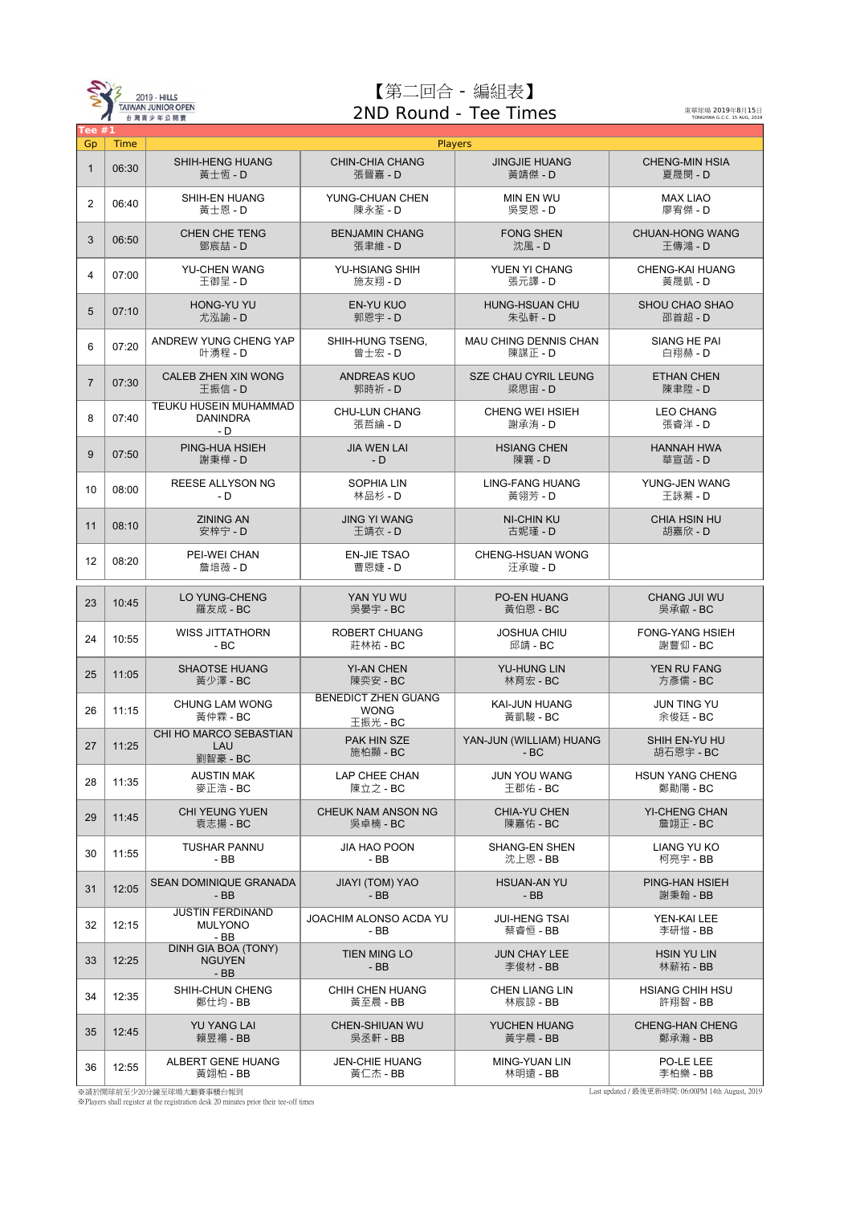2019 · HILLS TAIWAN JUNIOR OPEN 台灣青少年公開賽

# 【第二回合 - 編組表】
# 2ND Round - Tee Times

東華球場 2019年8月15日
TONGHWA G.C.C. 15 AUG, 2019

**Tee #1**

| Gp | Time | Players | | | |
|---|---|---|---|---|---|
| 1 | 06:30 | SHIH-HENG HUANG 黃士恆 - D | CHIN-CHIA CHANG 張晉嘉 - D | JINGJIE HUANG 黃靖傑 - D | CHENG-MIN HSIA 夏晟閔 - D |
| 2 | 06:40 | SHIH-EN HUANG 黃士恩 - D | YUNG-CHUAN CHEN 陳永荃 - D | MIN EN WU 吳旻恩 - D | MAX LIAO 廖宥傑 - D |
| 3 | 06:50 | CHEN CHE TENG 鄧宸喆 - D | BENJAMIN CHANG 張聿維 - D | FONG SHEN 沈風 - D | CHUAN-HONG WANG 王傳鴻 - D |
| 4 | 07:00 | YU-CHEN WANG 王御呈 - D | YU-HSIANG SHIH 施友翔 - D | YUEN YI CHANG 張元譯 - D | CHENG-KAI HUANG 黃晟凱 - D |
| 5 | 07:10 | HONG-YU YU 尤泓諭 - D | EN-YU KUO 郭恩宇 - D | HUNG-HSUAN CHU 朱弘軒 - D | SHOU CHAO SHAO 邵首超 - D |
| 6 | 07:20 | ANDREW YUNG CHENG YAP 叶湧程 - D | SHIH-HUNG TSENG, 曾士宏 - D | MAU CHING DENNIS CHAN 陳謀正 - D | SIANG HE PAI 白翔赫 - D |
| 7 | 07:30 | CALEB ZHEN XIN WONG 王振信 - D | ANDREAS KUO 郭時祈 - D | SZE CHAU CYRIL LEUNG 梁思宙 - D | ETHAN CHEN 陳聿陞 - D |
| 8 | 07:40 | TEUKU HUSEIN MUHAMMAD DANINDRA - D | CHU-LUN CHANG 張哲綸 - D | CHENG WEI HSIEH 謝承洧 - D | LEO CHANG 張睿洋 - D |
| 9 | 07:50 | PING-HUA HSIEH 謝秉樺 - D | JIA WEN LAI - D | HSIANG CHEN 陳襄 - D | HANNAH HWA 華宣菡 - D |
| 10 | 08:00 | REESE ALLYSON NG - D | SOPHIA LIN 林品杉 - D | LING-FANG HUANG 黃翎芳 - D | YUNG-JEN WANG 王詠蓁 - D |
| 11 | 08:10 | ZINING AN 安梓宁 - D | JING YI WANG 王靖衣 - D | NI-CHIN KU 古妮瑾 - D | CHIA HSIN HU 胡嘉欣 - D |
| 12 | 08:20 | PEI-WEI CHAN 詹培薇 - D | EN-JIE TSAO 曹恩婕 - D | CHENG-HSUAN WONG 汪承璇 - D | |
| 23 | 10:45 | LO YUNG-CHENG 羅友成 - BC | YAN YU WU 吳晏宇 - BC | PO-EN HUANG 黃伯恩 - BC | CHANG JUI WU 吳承叡 - BC |
| 24 | 10:55 | WISS JITTATHORN - BC | ROBERT CHUANG 莊林祐 - BC | JOSHUA CHIU 邱靖 - BC | FONG-YANG HSIEH 謝豐仰 - BC |
| 25 | 11:05 | SHAOTSE HUANG 黃少澤 - BC | YI-AN CHEN 陳奕安 - BC | YU-HUNG LIN 林育宏 - BC | YEN RU FANG 方彥儒 - BC |
| 26 | 11:15 | CHUNG LAM WONG 黃仲霖 - BC | BENEDICT ZHEN GUANG WONG 王振光 - BC | KAI-JUN HUANG 黃凱駿 - BC | JUN TING YU 余俊廷 - BC |
| 27 | 11:25 | CHI HO MARCO SEBASTIAN LAU 劉智豪 - BC | PAK HIN SZE 施柏顯 - BC | YAN-JUN (WILLIAM) HUANG - BC | SHIH EN-YU HU 胡石恩宇 - BC |
| 28 | 11:35 | AUSTIN MAK 麥正浩 - BC | LAP CHEE CHAN 陳立之 - BC | JUN YOU WANG 王郡佑 - BC | HSUN YANG CHENG 鄭勛陽 - BC |
| 29 | 11:45 | CHI YEUNG YUEN 袁志揚 - BC | CHEUK NAM ANSON NG 吳卓楠 - BC | CHIA-YU CHEN 陳嘉佑 - BC | YI-CHENG CHAN 詹翊正 - BC |
| 30 | 11:55 | TUSHAR PANNU - BB | JIA HAO POON - BB | SHANG-EN SHEN 沈上恩 - BB | LIANG YU KO 柯亮宇 - BB |
| 31 | 12:05 | SEAN DOMINIQUE GRANADA - BB | JIAYI (TOM) YAO - BB | HSUAN-AN YU - BB | PING-HAN HSIEH 謝秉翰 - BB |
| 32 | 12:15 | JUSTIN FERDINAND MULYONO - BB | JOACHIM ALONSO ACDA YU - BB | JUI-HENG TSAI 蔡睿恒 - BB | YEN-KAI LEE 李研愷 - BB |
| 33 | 12:25 | DINH GIA BOA (TONY) NGUYEN - BB | TIEN MING LO - BB | JUN CHAY LEE 李俊材 - BB | HSIN YU LIN 林薪祐 - BB |
| 34 | 12:35 | SHIH-CHUN CHENG 鄭仕均 - BB | CHIH CHEN HUANG 黃至晨 - BB | CHEN LIANG LIN 林宸諒 - BB | HSIANG CHIH HSU 許翔智 - BB |
| 35 | 12:45 | YU YANG LAI 賴昱楊 - BB | CHEN-SHIUAN WU 吳丞軒 - BB | YUCHEN HUANG 黃宇晨 - BB | CHENG-HAN CHENG 鄭承瀚 - BB |
| 36 | 12:55 | ALBERT GENE HUANG 黃翊柏 - BB | JEN-CHIE HUANG 黃仁杰 - BB | MING-YUAN LIN 林明遠 - BB | PO-LE LEE 李柏樂 - BB |

※請於開球前至少20分鐘至球場大廳賽事櫃台報到
※Players shall register at the registration desk 20 minutes prior their tee-off times

Last updated / 最後更新時間: 06:00PM 14th August, 2019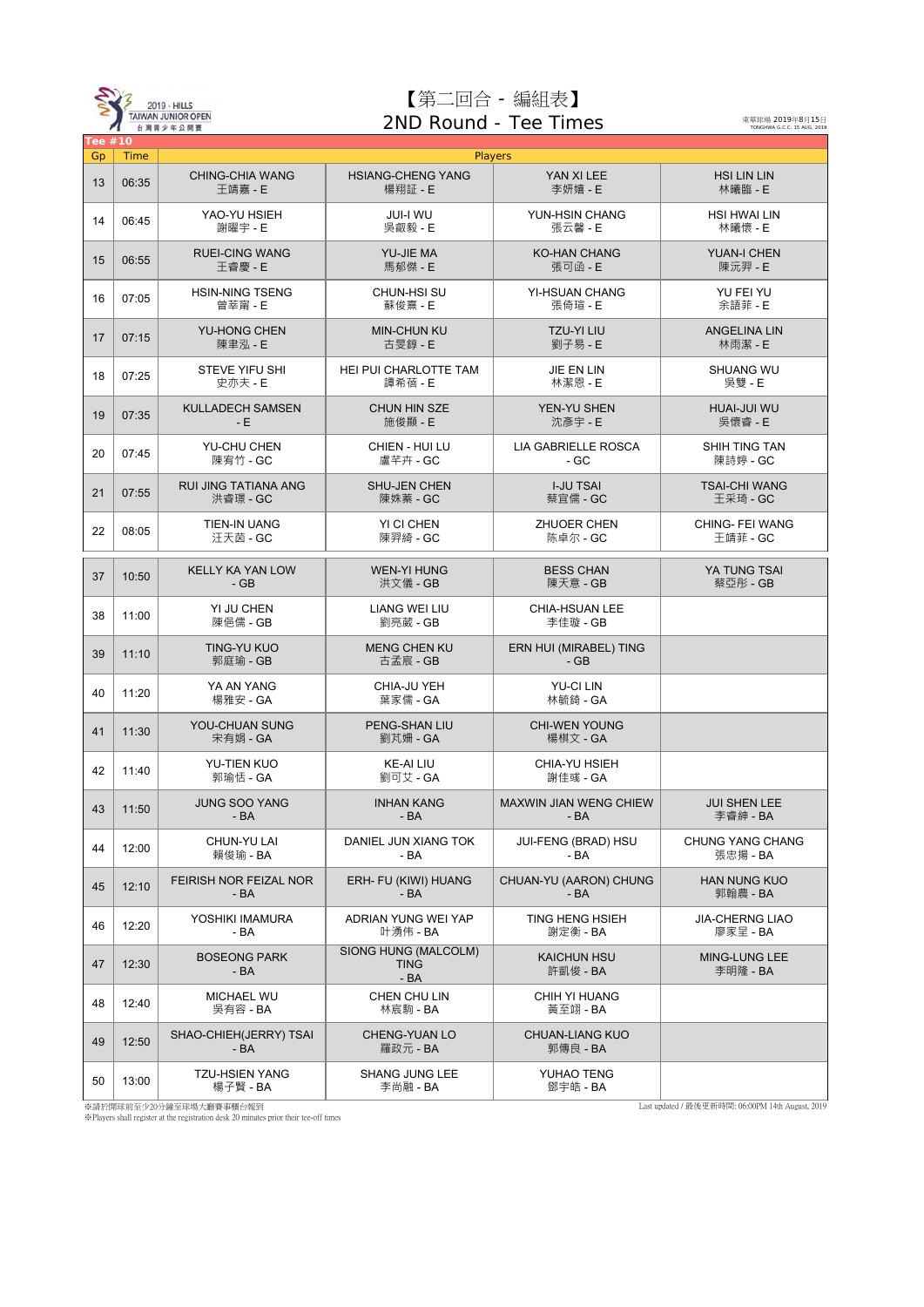2019 · HILLS TAIWAN JUNIOR OPEN
台灣青少年公開賽

# 【第二回合 - 編組表】
# 2ND Round - Tee Times

東華球場 2019年8月15日
TONGHWA G.C.C. 15 AUG, 2019

**Tee #10**

| Gp | Time | Players | | | |
|---|---|---|---|---|---|
| 13 | 06:35 | CHING-CHIA WANG 王靖嘉 - E | HSIANG-CHENG YANG 楊翔証 - E | YAN XI LEE 李妍嬉 - E | HSI LIN LIN 林曦臨 - E |
| 14 | 06:45 | YAO-YU HSIEH 謝曜宇 - E | JUI-I WU 吳叡毅 - E | YUN-HSIN CHANG 張云馨 - E | HSI HWAI LIN 林曦懷 - E |
| 15 | 06:55 | RUEI-CING WANG 王睿慶 - E | YU-JIE MA 馬郁傑 - E | KO-HAN CHANG 張可函 - E | YUAN-I CHEN 陳沅羿 - E |
| 16 | 07:05 | HSIN-NING TSENG 曾莘甯 - E | CHUN-HSI SU 蘇俊熹 - E | YI-HSUAN CHANG 張倚瑄 - E | YU FEI YU 余語菲 - E |
| 17 | 07:15 | YU-HONG CHEN 陳聿泓 - E | MIN-CHUN KU 古旻錞 - E | TZU-YI LIU 劉子易 - E | ANGELINA LIN 林雨潔 - E |
| 18 | 07:25 | STEVE YIFU SHI 史亦夫 - E | HEI PUI CHARLOTTE TAM 譚希蓓 - E | JIE EN LIN 林潔恩 - E | SHUANG WU 吳雙 - E |
| 19 | 07:35 | KULLADECH SAMSEN - E | CHUN HIN SZE 施俊顯 - E | YEN-YU SHEN 沈彥宇 - E | HUAI-JUI WU 吳懷睿 - E |
| 20 | 07:45 | YU-CHU CHEN 陳宥竹 - GC | CHIEN - HUI LU 盧芊卉 - GC | LIA GABRIELLE ROSCA - GC | SHIH TING TAN 陳詩婷 - GC |
| 21 | 07:55 | RUI JING TATIANA ANG 洪睿璟 - GC | SHU-JEN CHEN 陳姝蓁 - GC | I-JU TSAI 蔡宜儒 - GC | TSAI-CHI WANG 王采琦 - GC |
| 22 | 08:05 | TIEN-IN UANG 汪天茵 - GC | YI CI CHEN 陳羿綺 - GC | ZHUOER CHEN 陈卓尔 - GC | CHING- FEI WANG 王晴菲 - GC |
| 37 | 10:50 | KELLY KA YAN LOW - GB | WEN-YI HUNG 洪文儀 - GB | BESS CHAN 陳天意 - GB | YA TUNG TSAI 蔡亞彤 - GB |
| 38 | 11:00 | YI JU CHEN 陳倡儒 - GB | LIANG WEI LIU 劉亮葳 - GB | CHIA-HSUAN LEE 李佳璇 - GB | |
| 39 | 11:10 | TING-YU KUO 郭庭瑜 - GB | MENG CHEN KU 古孟宸 - GB | ERN HUI (MIRABEL) TING - GB | |
| 40 | 11:20 | YA AN YANG 楊雅安 - GA | CHIA-JU YEH 葉家儒 - GA | YU-CI LIN 林毓錡 - GA | |
| 41 | 11:30 | YOU-CHUAN SUNG 宋宥娟 - GA | PENG-SHAN LIU 劉芃姍 - GA | CHI-WEN YOUNG 楊棋文 - GA | |
| 42 | 11:40 | YU-TIEN KUO 郭瑜恬 - GA | KE-AI LIU 劉可艾 - GA | CHIA-YU HSIEH 謝佳彧 - GA | |
| 43 | 11:50 | JUNG SOO YANG - BA | INHAN KANG - BA | MAXWIN JIAN WENG CHIEW - BA | JUI SHEN LEE 李睿紳 - BA |
| 44 | 12:00 | CHUN-YU LAI 賴俊瑜 - BA | DANIEL JUN XIANG TOK - BA | JUI-FENG (BRAD) HSU - BA | CHUNG YANG CHANG 張忠揚 - BA |
| 45 | 12:10 | FEIRISH NOR FEIZAL NOR - BA | ERH- FU (KIWI) HUANG - BA | CHUAN-YU (AARON) CHUNG - BA | HAN NUNG KUO 郭翰農 - BA |
| 46 | 12:20 | YOSHIKI IMAMURA - BA | ADRIAN YUNG WEI YAP 叶湧伟 - BA | TING HENG HSIEH 謝定衡 - BA | JIA-CHERNG LIAO 廖家呈 - BA |
| 47 | 12:30 | BOSEONG PARK - BA | SIONG HUNG (MALCOLM) TING - BA | KAICHUN HSU 許凱俊 - BA | MING-LUNG LEE 李明隆 - BA |
| 48 | 12:40 | MICHAEL WU 吳有容 - BA | CHEN CHU LIN 林宸駒 - BA | CHIH YI HUANG 黃至翊 - BA | |
| 49 | 12:50 | SHAO-CHIEH(JERRY) TSAI - BA | CHENG-YUAN LO 羅政元 - BA | CHUAN-LIANG KUO 郭傳良 - BA | |
| 50 | 13:00 | TZU-HSIEN YANG 楊子賢 - BA | SHANG JUNG LEE 李尚融 - BA | YUHAO TENG 鄧宇皓 - BA | |

※請於開球前至少20分鐘至球場大廳賽事櫃台報到
※Players shall register at the registration desk 20 minutes prior their tee-off times

Last updated / 最後更新時間: 06:00PM 14th August, 2019